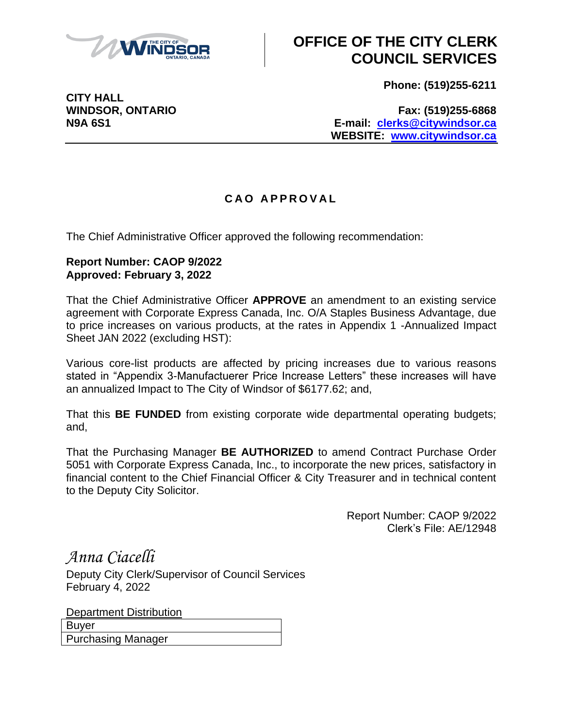# OFFICE OF THE CITY CLERK COUNCIL SERVICES

**CITY HALL**
**WINDSOR, ONTARIO**
**N9A 6S1**

**Phone: (519)255-6211**

**Fax: (519)255-6868**
**E-mail: clerks@citywindsor.ca**
**WEBSITE: www.citywindsor.ca**

---

## C A O  A P P R O V A L

The Chief Administrative Officer approved the following recommendation:

**Report Number: CAOP 9/2022**
**Approved: February 3, 2022**

That the Chief Administrative Officer **APPROVE** an amendment to an existing service agreement with Corporate Express Canada, Inc. O/A Staples Business Advantage, due to price increases on various products, at the rates in Appendix 1 -Annualized Impact Sheet JAN 2022 (excluding HST):

Various core-list products are affected by pricing increases due to various reasons stated in "Appendix 3-Manufactuerer Price Increase Letters" these increases will have an annualized Impact to The City of Windsor of $6177.62; and,

That this **BE FUNDED** from existing corporate wide departmental operating budgets; and,

That the Purchasing Manager **BE AUTHORIZED** to amend Contract Purchase Order 5051 with Corporate Express Canada, Inc., to incorporate the new prices, satisfactory in financial content to the Chief Financial Officer & City Treasurer and in technical content to the Deputy City Solicitor.

Report Number: CAOP 9/2022
Clerk's File: AE/12948

*Anna Ciacelli*
Deputy City Clerk/Supervisor of Council Services
February 4, 2022

Department Distribution

| Buyer |
|---|
| Purchasing Manager |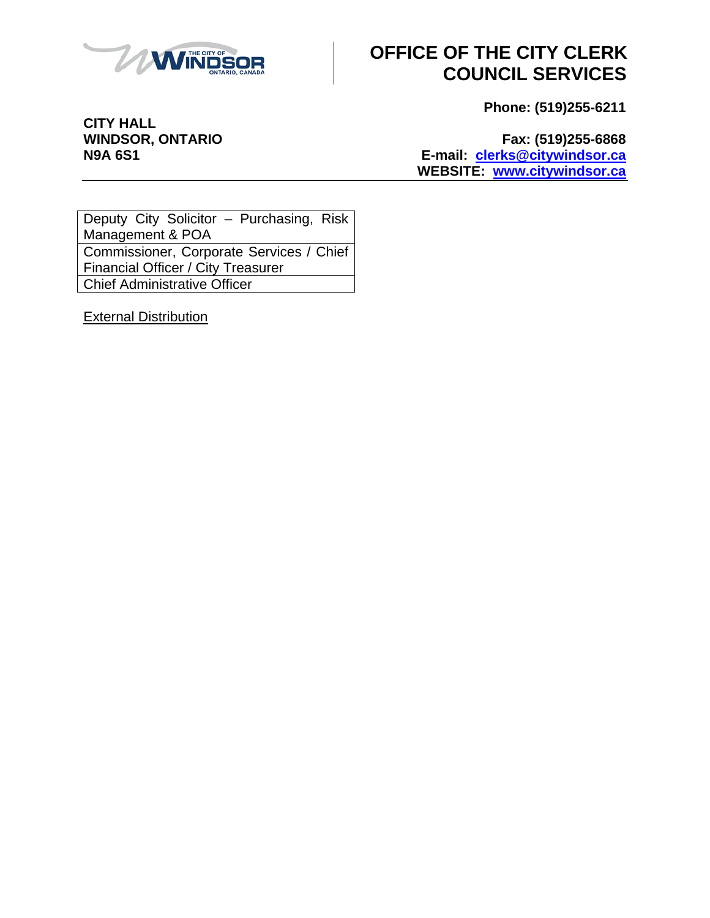# OFFICE OF THE CITY CLERK
# COUNCIL SERVICES

**Phone: (519)255-6211**

**CITY HALL**
**WINDSOR, ONTARIO**
**N9A 6S1**

**Fax: (519)255-6868**
**E-mail: clerks@citywindsor.ca**
**WEBSITE: www.citywindsor.ca**

| |
|---|
| Deputy City Solicitor – Purchasing, Risk Management & POA |
| Commissioner, Corporate Services / Chief Financial Officer / City Treasurer |
| Chief Administrative Officer |

External Distribution